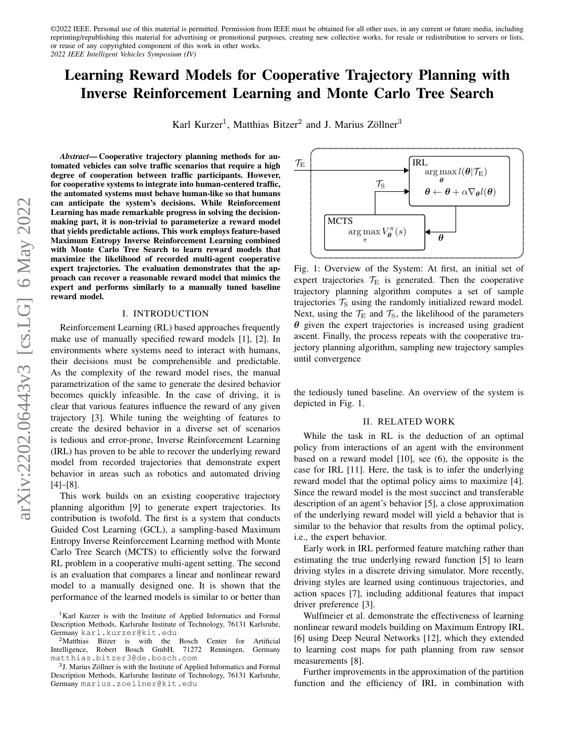©2022 IEEE. Personal use of this material is permitted. Permission from IEEE must be obtained for all other uses, in any current or future media, including reprinting/republishing this material for advertising or promotional purposes, creating new collective works, for resale or redistribution to servers or lists, or reuse of any copyrighted component of this work in other works.
*2022 IEEE Intelligent Vehicles Symposium (IV)*

# Learning Reward Models for Cooperative Trajectory Planning with Inverse Reinforcement Learning and Monte Carlo Tree Search

Karl Kurzer[1], Matthias Bitzer[2] and J. Marius Zöllner[3]

***Abstract*— Cooperative trajectory planning methods for automated vehicles can solve traffic scenarios that require a high degree of cooperation between traffic participants. However, for cooperative systems to integrate into human-centered traffic, the automated systems must behave human-like so that humans can anticipate the system's decisions. While Reinforcement Learning has made remarkable progress in solving the decision-making part, it is non-trivial to parameterize a reward model that yields predictable actions. This work employs feature-based Maximum Entropy Inverse Reinforcement Learning combined with Monte Carlo Tree Search to learn reward models that maximize the likelihood of recorded multi-agent cooperative expert trajectories. The evaluation demonstrates that the approach can recover a reasonable reward model that mimics the expert and performs similarly to a manually tuned baseline reward model.**

## I. INTRODUCTION

Reinforcement Learning (RL) based approaches frequently make use of manually specified reward models [1], [2]. In environments where systems need to interact with humans, their decisions must be comprehensible and predictable. As the complexity of the reward model rises, the manual parametrization of the same to generate the desired behavior becomes quickly infeasible. In the case of driving, it is clear that various features influence the reward of any given trajectory [3]. While tuning the weighting of features to create the desired behavior in a diverse set of scenarios is tedious and error-prone, Inverse Reinforcement Learning (IRL) has proven to be able to recover the underlying reward model from recorded trajectories that demonstrate expert behavior in areas such as robotics and automated driving [4]–[8].

This work builds on an existing cooperative trajectory planning algorithm [9] to generate expert trajectories. Its contribution is twofold. The first is a system that conducts Guided Cost Learning (GCL), a sampling-based Maximum Entropy Inverse Reinforcement Learning method with Monte Carlo Tree Search (MCTS) to efficiently solve the forward RL problem in a cooperative multi-agent setting. The second is an evaluation that compares a linear and nonlinear reward model to a manually designed one. It is shown that the performance of the learned models is similar to or better than the tediously tuned baseline. An overview of the system is depicted in Fig. 1.

IRL: $\arg\max_{\boldsymbol{\theta}} l(\boldsymbol{\theta}|\mathcal{T}_\mathrm{E})$, $\boldsymbol{\theta} \leftarrow \boldsymbol{\theta} + \alpha \nabla_{\boldsymbol{\theta}} l(\boldsymbol{\theta})$

MCTS: $\arg\max_{\pi} V^{\pi}_{\boldsymbol{\theta}}(s)$

Fig. 1: Overview of the System: At first, an initial set of expert trajectories $\mathcal{T}_\mathrm{E}$ is generated. Then the cooperative trajectory planning algorithm computes a set of sample trajectories $\mathcal{T}_\mathrm{S}$ using the randomly initialized reward model. Next, using the $\mathcal{T}_\mathrm{E}$ and $\mathcal{T}_\mathrm{S}$, the likelihood of the parameters $\boldsymbol{\theta}$ given the expert trajectories is increased using gradient ascent. Finally, the process repeats with the cooperative trajectory planning algorithm, sampling new trajectory samples until convergence

## II. RELATED WORK

While the task in RL is the deduction of an optimal policy from interactions of an agent with the environment based on a reward model [10], see (6), the opposite is the case for IRL [11]. Here, the task is to infer the underlying reward model that the optimal policy aims to maximize [4]. Since the reward model is the most succinct and transferable description of an agent's behavior [5], a close approximation of the underlying reward model will yield a behavior that is similar to the behavior that results from the optimal policy, i.e., the expert behavior.

Early work in IRL performed feature matching rather than estimating the true underlying reward function [5] to learn driving styles in a discrete driving simulator. More recently, driving styles are learned using continuous trajectories, and action spaces [7], including additional features that impact driver preference [3].

Wulfmeier et al. demonstrate the effectiveness of learning nonlinear reward models building on Maximum Entropy IRL [6] using Deep Neural Networks [12], which they extended to learning cost maps for path planning from raw sensor measurements [8].

Further improvements in the approximation of the partition function and the efficiency of IRL in combination with

[1]Karl Kurzer is with the Institute of Applied Informatics and Formal Description Methods, Karlsruhe Institute of Technology, 76131 Karlsruhe, Germany karl.kurzer@kit.edu

[2]Matthias Bitzer is with the Bosch Center for Artificial Intelligence, Robert Bosch GmbH, 71272 Renningen, Germany matthias.bitzer3@de.bosch.com

[3]J. Marius Zöllner is with the Institute of Applied Informatics and Formal Description Methods, Karlsruhe Institute of Technology, 76131 Karlsruhe, Germany marius.zoellner@kit.edu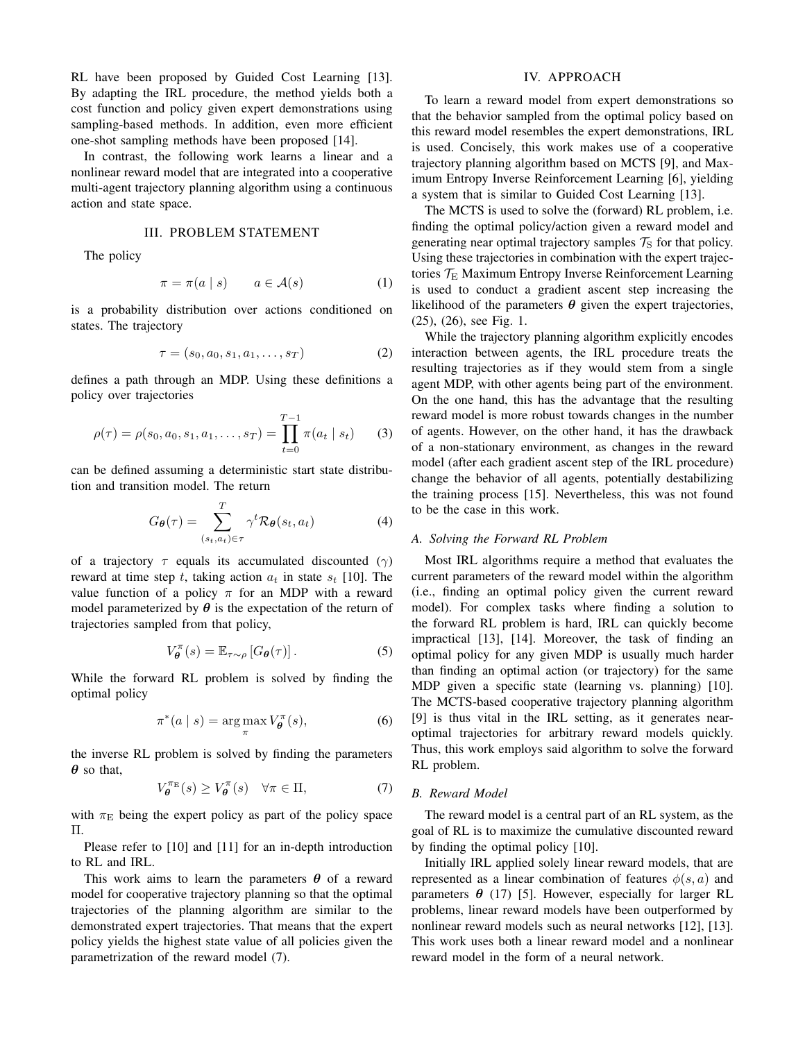RL have been proposed by Guided Cost Learning [13]. By adapting the IRL procedure, the method yields both a cost function and policy given expert demonstrations using sampling-based methods. In addition, even more efficient one-shot sampling methods have been proposed [14].

In contrast, the following work learns a linear and a nonlinear reward model that are integrated into a cooperative multi-agent trajectory planning algorithm using a continuous action and state space.

## III. PROBLEM STATEMENT

The policy

$$\pi = \pi(a \mid s) \qquad a \in \mathcal{A}(s) \tag{1}$$

is a probability distribution over actions conditioned on states. The trajectory

$$\tau = (s_0, a_0, s_1, a_1, \dots, s_T) \tag{2}$$

defines a path through an MDP. Using these definitions a policy over trajectories

$$\rho(\tau) = \rho(s_0, a_0, s_1, a_1, \dots, s_T) = \prod_{t=0}^{T-1} \pi(a_t \mid s_t) \tag{3}$$

can be defined assuming a deterministic start state distribution and transition model. The return

$$G_{\boldsymbol{\theta}}(\tau) = \sum_{(s_t, a_t) \in \tau}^{T} \gamma^t \mathcal{R}_{\boldsymbol{\theta}}(s_t, a_t) \tag{4}$$

of a trajectory $\tau$ equals its accumulated discounted ($\gamma$) reward at time step $t$, taking action $a_t$ in state $s_t$ [10]. The value function of a policy $\pi$ for an MDP with a reward model parameterized by $\boldsymbol{\theta}$ is the expectation of the return of trajectories sampled from that policy,

$$V_{\boldsymbol{\theta}}^{\pi}(s) = \mathbb{E}_{\tau \sim \rho}\left[G_{\boldsymbol{\theta}}(\tau)\right]. \tag{5}$$

While the forward RL problem is solved by finding the optimal policy

$$\pi^*(a \mid s) = \arg\max_{\pi} V_{\boldsymbol{\theta}}^{\pi}(s), \tag{6}$$

the inverse RL problem is solved by finding the parameters $\boldsymbol{\theta}$ so that,

$$V_{\boldsymbol{\theta}}^{\pi_{\mathrm{E}}}(s) \geq V_{\boldsymbol{\theta}}^{\pi}(s) \quad \forall \pi \in \Pi, \tag{7}$$

with $\pi_{\mathrm{E}}$ being the expert policy as part of the policy space $\Pi$.

Please refer to [10] and [11] for an in-depth introduction to RL and IRL.

This work aims to learn the parameters $\boldsymbol{\theta}$ of a reward model for cooperative trajectory planning so that the optimal trajectories of the planning algorithm are similar to the demonstrated expert trajectories. That means that the expert policy yields the highest state value of all policies given the parametrization of the reward model (7).

## IV. APPROACH

To learn a reward model from expert demonstrations so that the behavior sampled from the optimal policy based on this reward model resembles the expert demonstrations, IRL is used. Concisely, this work makes use of a cooperative trajectory planning algorithm based on MCTS [9], and Maximum Entropy Inverse Reinforcement Learning [6], yielding a system that is similar to Guided Cost Learning [13].

The MCTS is used to solve the (forward) RL problem, i.e. finding the optimal policy/action given a reward model and generating near optimal trajectory samples $\mathcal{T}_{\mathrm{S}}$ for that policy. Using these trajectories in combination with the expert trajectories $\mathcal{T}_{\mathrm{E}}$ Maximum Entropy Inverse Reinforcement Learning is used to conduct a gradient ascent step increasing the likelihood of the parameters $\boldsymbol{\theta}$ given the expert trajectories, (25), (26), see Fig. 1.

While the trajectory planning algorithm explicitly encodes interaction between agents, the IRL procedure treats the resulting trajectories as if they would stem from a single agent MDP, with other agents being part of the environment. On the one hand, this has the advantage that the resulting reward model is more robust towards changes in the number of agents. However, on the other hand, it has the drawback of a non-stationary environment, as changes in the reward model (after each gradient ascent step of the IRL procedure) change the behavior of all agents, potentially destabilizing the training process [15]. Nevertheless, this was not found to be the case in this work.

### A. Solving the Forward RL Problem

Most IRL algorithms require a method that evaluates the current parameters of the reward model within the algorithm (i.e., finding an optimal policy given the current reward model). For complex tasks where finding a solution to the forward RL problem is hard, IRL can quickly become impractical [13], [14]. Moreover, the task of finding an optimal policy for any given MDP is usually much harder than finding an optimal action (or trajectory) for the same MDP given a specific state (learning vs. planning) [10]. The MCTS-based cooperative trajectory planning algorithm [9] is thus vital in the IRL setting, as it generates near-optimal trajectories for arbitrary reward models quickly. Thus, this work employs said algorithm to solve the forward RL problem.

### B. Reward Model

The reward model is a central part of an RL system, as the goal of RL is to maximize the cumulative discounted reward by finding the optimal policy [10].

Initially IRL applied solely linear reward models, that are represented as a linear combination of features $\phi(s, a)$ and parameters $\boldsymbol{\theta}$ (17) [5]. However, especially for larger RL problems, linear reward models have been outperformed by nonlinear reward models such as neural networks [12], [13]. This work uses both a linear reward model and a nonlinear reward model in the form of a neural network.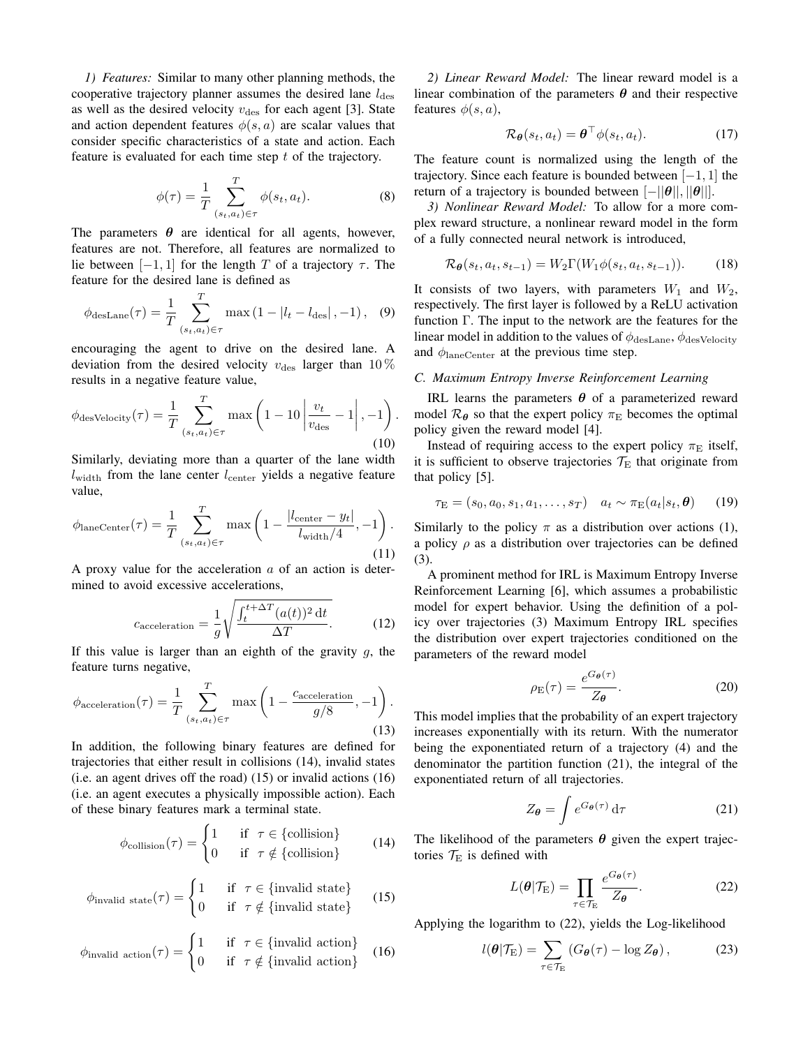*1) Features:* Similar to many other planning methods, the cooperative trajectory planner assumes the desired lane $l_{\mathrm{des}}$ as well as the desired velocity $v_{\mathrm{des}}$ for each agent [3]. State and action dependent features $\phi(s, a)$ are scalar values that consider specific characteristics of a state and action. Each feature is evaluated for each time step $t$ of the trajectory.

$$\phi(\tau) = \frac{1}{T} \sum_{(s_t, a_t) \in \tau}^{T} \phi(s_t, a_t). \tag{8}$$

The parameters $\boldsymbol{\theta}$ are identical for all agents, however, features are not. Therefore, all features are normalized to lie between $[-1, 1]$ for the length $T$ of a trajectory $\tau$. The feature for the desired lane is defined as

$$\phi_{\mathrm{desLane}}(\tau) = \frac{1}{T} \sum_{(s_t, a_t) \in \tau}^{T} \max\left(1 - |l_t - l_{\mathrm{des}}|, -1\right), \tag{9}$$

encouraging the agent to drive on the desired lane. A deviation from the desired velocity $v_{\mathrm{des}}$ larger than $10\,\%$ results in a negative feature value,

$$\phi_{\mathrm{desVelocity}}(\tau) = \frac{1}{T} \sum_{(s_t, a_t) \in \tau}^{T} \max\left(1 - 10\left|\frac{v_t}{v_{\mathrm{des}}} - 1\right|, -1\right). \tag{10}$$

Similarly, deviating more than a quarter of the lane width $l_{\mathrm{width}}$ from the lane center $l_{\mathrm{center}}$ yields a negative feature value,

$$\phi_{\mathrm{laneCenter}}(\tau) = \frac{1}{T} \sum_{(s_t, a_t) \in \tau}^{T} \max\left(1 - \frac{|l_{\mathrm{center}} - y_t|}{l_{\mathrm{width}}/4}, -1\right). \tag{11}$$

A proxy value for the acceleration $a$ of an action is determined to avoid excessive accelerations,

$$c_{\mathrm{acceleration}} = \frac{1}{g}\sqrt{\frac{\int_t^{t+\Delta T} (a(t))^2 \,\mathrm{d}t}{\Delta T}}. \tag{12}$$

If this value is larger than an eighth of the gravity $g$, the feature turns negative,

$$\phi_{\mathrm{acceleration}}(\tau) = \frac{1}{T} \sum_{(s_t, a_t) \in \tau}^{T} \max\left(1 - \frac{c_{\mathrm{acceleration}}}{g/8}, -1\right). \tag{13}$$

In addition, the following binary features are defined for trajectories that either result in collisions (14), invalid states (i.e. an agent drives off the road) (15) or invalid actions (16) (i.e. an agent executes a physically impossible action). Each of these binary features mark a terminal state.

$$\phi_{\mathrm{collision}}(\tau) = \begin{cases} 1 & \text{if } \tau \in \{\text{collision}\} \\ 0 & \text{if } \tau \notin \{\text{collision}\} \end{cases} \tag{14}$$

$$\phi_{\mathrm{invalid\ state}}(\tau) = \begin{cases} 1 & \text{if } \tau \in \{\text{invalid state}\} \\ 0 & \text{if } \tau \notin \{\text{invalid state}\} \end{cases} \tag{15}$$

$$\phi_{\mathrm{invalid\ action}}(\tau) = \begin{cases} 1 & \text{if } \tau \in \{\text{invalid action}\} \\ 0 & \text{if } \tau \notin \{\text{invalid action}\} \end{cases} \tag{16}$$

*2) Linear Reward Model:* The linear reward model is a linear combination of the parameters $\boldsymbol{\theta}$ and their respective features $\phi(s, a)$,

$$\mathcal{R}_{\boldsymbol{\theta}}(s_t, a_t) = \boldsymbol{\theta}^{\top} \phi(s_t, a_t). \tag{17}$$

The feature count is normalized using the length of the trajectory. Since each feature is bounded between $[-1, 1]$ the return of a trajectory is bounded between $[-||\boldsymbol{\theta}||, ||\boldsymbol{\theta}||]$.

*3) Nonlinear Reward Model:* To allow for a more complex reward structure, a nonlinear reward model in the form of a fully connected neural network is introduced,

$$\mathcal{R}_{\boldsymbol{\theta}}(s_t, a_t, s_{t-1}) = W_2 \Gamma(W_1 \phi(s_t, a_t, s_{t-1})). \tag{18}$$

It consists of two layers, with parameters $W_1$ and $W_2$, respectively. The first layer is followed by a ReLU activation function $\Gamma$. The input to the network are the features for the linear model in addition to the values of $\phi_{\mathrm{desLane}}$, $\phi_{\mathrm{desVelocity}}$ and $\phi_{\mathrm{laneCenter}}$ at the previous time step.

### *C. Maximum Entropy Inverse Reinforcement Learning*

IRL learns the parameters $\boldsymbol{\theta}$ of a parameterized reward model $\mathcal{R}_{\boldsymbol{\theta}}$ so that the expert policy $\pi_{\mathrm{E}}$ becomes the optimal policy given the reward model [4].

Instead of requiring access to the expert policy $\pi_{\mathrm{E}}$ itself, it is sufficient to observe trajectories $\mathcal{T}_{\mathrm{E}}$ that originate from that policy [5].

$$\tau_{\mathrm{E}} = (s_0, a_0, s_1, a_1, \ldots, s_T) \quad a_t \sim \pi_{\mathrm{E}}(a_t | s_t, \boldsymbol{\theta}) \tag{19}$$

Similarly to the policy $\pi$ as a distribution over actions (1), a policy $\rho$ as a distribution over trajectories can be defined (3).

A prominent method for IRL is Maximum Entropy Inverse Reinforcement Learning [6], which assumes a probabilistic model for expert behavior. Using the definition of a policy over trajectories (3) Maximum Entropy IRL specifies the distribution over expert trajectories conditioned on the parameters of the reward model

$$\rho_{\mathrm{E}}(\tau) = \frac{e^{G_{\boldsymbol{\theta}}(\tau)}}{Z_{\boldsymbol{\theta}}}. \tag{20}$$

This model implies that the probability of an expert trajectory increases exponentially with its return. With the numerator being the exponentiated return of a trajectory (4) and the denominator the partition function (21), the integral of the exponentiated return of all trajectories.

$$Z_{\boldsymbol{\theta}} = \int e^{G_{\boldsymbol{\theta}}(\tau)} \,\mathrm{d}\tau \tag{21}$$

The likelihood of the parameters $\boldsymbol{\theta}$ given the expert trajectories $\mathcal{T}_{\mathrm{E}}$ is defined with

$$L(\boldsymbol{\theta} | \mathcal{T}_{\mathrm{E}}) = \prod_{\tau \in \mathcal{T}_{\mathrm{E}}} \frac{e^{G_{\boldsymbol{\theta}}(\tau)}}{Z_{\boldsymbol{\theta}}}. \tag{22}$$

Applying the logarithm to (22), yields the Log-likelihood

$$l(\boldsymbol{\theta} | \mathcal{T}_{\mathrm{E}}) = \sum_{\tau \in \mathcal{T}_{\mathrm{E}}} \left(G_{\boldsymbol{\theta}}(\tau) - \log Z_{\boldsymbol{\theta}}\right), \tag{23}$$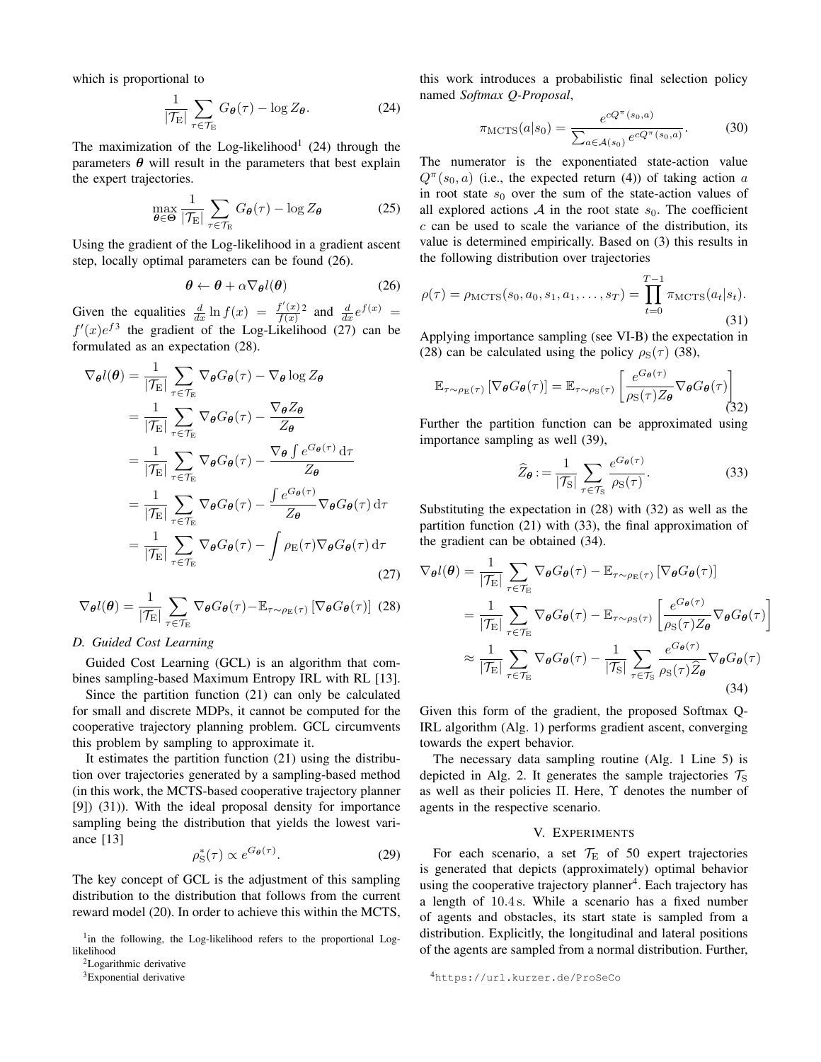which is proportional to

$$\frac{1}{|\mathcal{T}_\mathrm{E}|}\sum_{\tau\in\mathcal{T}_\mathrm{E}} G_{\boldsymbol{\theta}}(\tau) - \log Z_{\boldsymbol{\theta}}. \tag{24}$$

The maximization of the Log-likelihood[1] (24) through the parameters $\boldsymbol{\theta}$ will result in the parameters that best explain the expert trajectories.

$$\max_{\boldsymbol{\theta}\in\boldsymbol{\Theta}} \frac{1}{|\mathcal{T}_\mathrm{E}|}\sum_{\tau\in\mathcal{T}_\mathrm{E}} G_{\boldsymbol{\theta}}(\tau) - \log Z_{\boldsymbol{\theta}} \tag{25}$$

Using the gradient of the Log-likelihood in a gradient ascent step, locally optimal parameters can be found (26).

$$\boldsymbol{\theta} \leftarrow \boldsymbol{\theta} + \alpha\nabla_{\boldsymbol{\theta}} l(\boldsymbol{\theta}) \tag{26}$$

Given the equalities $\frac{d}{dx}\ln f(x) = \frac{f'(x)}{f(x)}$ [2] and $\frac{d}{dx}e^{f(x)} = f'(x)e^{f}$ [3] the gradient of the Log-Likelihood (27) can be formulated as an expectation (28).

$$\begin{aligned}
\nabla_{\boldsymbol{\theta}} l(\boldsymbol{\theta}) &= \frac{1}{|\mathcal{T}_\mathrm{E}|}\sum_{\tau\in\mathcal{T}_\mathrm{E}} \nabla_{\boldsymbol{\theta}} G_{\boldsymbol{\theta}}(\tau) - \nabla_{\boldsymbol{\theta}} \log Z_{\boldsymbol{\theta}} \\
&= \frac{1}{|\mathcal{T}_\mathrm{E}|}\sum_{\tau\in\mathcal{T}_\mathrm{E}} \nabla_{\boldsymbol{\theta}} G_{\boldsymbol{\theta}}(\tau) - \frac{\nabla_{\boldsymbol{\theta}} Z_{\boldsymbol{\theta}}}{Z_{\boldsymbol{\theta}}} \\
&= \frac{1}{|\mathcal{T}_\mathrm{E}|}\sum_{\tau\in\mathcal{T}_\mathrm{E}} \nabla_{\boldsymbol{\theta}} G_{\boldsymbol{\theta}}(\tau) - \frac{\nabla_{\boldsymbol{\theta}} \int e^{G_{\boldsymbol{\theta}}(\tau)}\,\mathrm{d}\tau}{Z_{\boldsymbol{\theta}}} \\
&= \frac{1}{|\mathcal{T}_\mathrm{E}|}\sum_{\tau\in\mathcal{T}_\mathrm{E}} \nabla_{\boldsymbol{\theta}} G_{\boldsymbol{\theta}}(\tau) - \int \frac{e^{G_{\boldsymbol{\theta}}(\tau)}}{Z_{\boldsymbol{\theta}}}\nabla_{\boldsymbol{\theta}} G_{\boldsymbol{\theta}}(\tau)\,\mathrm{d}\tau \\
&= \frac{1}{|\mathcal{T}_\mathrm{E}|}\sum_{\tau\in\mathcal{T}_\mathrm{E}} \nabla_{\boldsymbol{\theta}} G_{\boldsymbol{\theta}}(\tau) - \int \rho_\mathrm{E}(\tau)\nabla_{\boldsymbol{\theta}} G_{\boldsymbol{\theta}}(\tau)\,\mathrm{d}\tau
\end{aligned} \tag{27}$$

$$\nabla_{\boldsymbol{\theta}} l(\boldsymbol{\theta}) = \frac{1}{|\mathcal{T}_\mathrm{E}|}\sum_{\tau\in\mathcal{T}_\mathrm{E}} \nabla_{\boldsymbol{\theta}} G_{\boldsymbol{\theta}}(\tau) - \mathbb{E}_{\tau\sim\rho_\mathrm{E}(\tau)}\left[\nabla_{\boldsymbol{\theta}} G_{\boldsymbol{\theta}}(\tau)\right] \tag{28}$$

### D. Guided Cost Learning

Guided Cost Learning (GCL) is an algorithm that combines sampling-based Maximum Entropy IRL with RL [13].

Since the partition function (21) can only be calculated for small and discrete MDPs, it cannot be computed for the cooperative trajectory planning problem. GCL circumvents this problem by sampling to approximate it.

It estimates the partition function (21) using the distribution over trajectories generated by a sampling-based method (in this work, the MCTS-based cooperative trajectory planner [9]) (31)). With the ideal proposal density for importance sampling being the distribution that yields the lowest variance [13]

$$\rho^*_\mathrm{S}(\tau) \propto e^{G_{\boldsymbol{\theta}}(\tau)}. \tag{29}$$

The key concept of GCL is the adjustment of this sampling distribution to the distribution that follows from the current reward model (20). In order to achieve this within the MCTS, this work introduces a probabilistic final selection policy named *Softmax Q-Proposal*,

$$\pi_\mathrm{MCTS}(a|s_0) = \frac{e^{cQ^\pi(s_0,a)}}{\sum_{a\in\mathcal{A}(s_0)} e^{cQ^\pi(s_0,a)}}. \tag{30}$$

The numerator is the exponentiated state-action value $Q^\pi(s_0, a)$ (i.e., the expected return (4)) of taking action $a$ in root state $s_0$ over the sum of the state-action values of all explored actions $\mathcal{A}$ in the root state $s_0$. The coefficient $c$ can be used to scale the variance of the distribution, its value is determined empirically. Based on (3) this results in the following distribution over trajectories

$$\rho(\tau) = \rho_\mathrm{MCTS}(s_0, a_0, s_1, a_1, \ldots, s_T) = \prod_{t=0}^{T-1} \pi_\mathrm{MCTS}(a_t|s_t). \tag{31}$$

Applying importance sampling (see VI-B) the expectation in (28) can be calculated using the policy $\rho_\mathrm{S}(\tau)$ (38),

$$\mathbb{E}_{\tau\sim\rho_\mathrm{E}(\tau)}\left[\nabla_{\boldsymbol{\theta}} G_{\boldsymbol{\theta}}(\tau)\right] = \mathbb{E}_{\tau\sim\rho_\mathrm{S}(\tau)}\left[\frac{e^{G_{\boldsymbol{\theta}}(\tau)}}{\rho_\mathrm{S}(\tau)Z_{\boldsymbol{\theta}}}\nabla_{\boldsymbol{\theta}} G_{\boldsymbol{\theta}}(\tau)\right] \tag{32}$$

Further the partition function can be approximated using importance sampling as well (39),

$$\widehat{Z}_{\boldsymbol{\theta}} := \frac{1}{|\mathcal{T}_\mathrm{S}|}\sum_{\tau\in\mathcal{T}_\mathrm{S}} \frac{e^{G_{\boldsymbol{\theta}}(\tau)}}{\rho_\mathrm{S}(\tau)}. \tag{33}$$

Substituting the expectation in (28) with (32) as well as the partition function (21) with (33), the final approximation of the gradient can be obtained (34).

$$\begin{aligned}
\nabla_{\boldsymbol{\theta}} l(\boldsymbol{\theta}) &= \frac{1}{|\mathcal{T}_\mathrm{E}|}\sum_{\tau\in\mathcal{T}_\mathrm{E}} \nabla_{\boldsymbol{\theta}} G_{\boldsymbol{\theta}}(\tau) - \mathbb{E}_{\tau\sim\rho_\mathrm{E}(\tau)}\left[\nabla_{\boldsymbol{\theta}} G_{\boldsymbol{\theta}}(\tau)\right] \\
&= \frac{1}{|\mathcal{T}_\mathrm{E}|}\sum_{\tau\in\mathcal{T}_\mathrm{E}} \nabla_{\boldsymbol{\theta}} G_{\boldsymbol{\theta}}(\tau) - \mathbb{E}_{\tau\sim\rho_\mathrm{S}(\tau)}\left[\frac{e^{G_{\boldsymbol{\theta}}(\tau)}}{\rho_\mathrm{S}(\tau)Z_{\boldsymbol{\theta}}}\nabla_{\boldsymbol{\theta}} G_{\boldsymbol{\theta}}(\tau)\right] \\
&\approx \frac{1}{|\mathcal{T}_\mathrm{E}|}\sum_{\tau\in\mathcal{T}_\mathrm{E}} \nabla_{\boldsymbol{\theta}} G_{\boldsymbol{\theta}}(\tau) - \frac{1}{|\mathcal{T}_\mathrm{S}|}\sum_{\tau\in\mathcal{T}_\mathrm{S}} \frac{e^{G_{\boldsymbol{\theta}}(\tau)}}{\rho_\mathrm{S}(\tau)\widehat{Z}_{\boldsymbol{\theta}}}\nabla_{\boldsymbol{\theta}} G_{\boldsymbol{\theta}}(\tau)
\end{aligned} \tag{34}$$

Given this form of the gradient, the proposed Softmax Q-IRL algorithm (Alg. 1) performs gradient ascent, converging towards the expert behavior.

The necessary data sampling routine (Alg. 1 Line 5) is depicted in Alg. 2. It generates the sample trajectories $\mathcal{T}_\mathrm{S}$ as well as their policies $\Pi$. Here, $\Upsilon$ denotes the number of agents in the respective scenario.

## V. Experiments

For each scenario, a set $\mathcal{T}_\mathrm{E}$ of 50 expert trajectories is generated that depicts (approximately) optimal behavior using the cooperative trajectory planner[4]. Each trajectory has a length of 10.4 s. While a scenario has a fixed number of agents and obstacles, its start state is sampled from a distribution. Explicitly, the longitudinal and lateral positions of the agents are sampled from a normal distribution. Further,

---

[1] in the following, the Log-likelihood refers to the proportional Log-likelihood

[2] Logarithmic derivative

[3] Exponential derivative

[4] https://url.kurzer.de/ProSeCo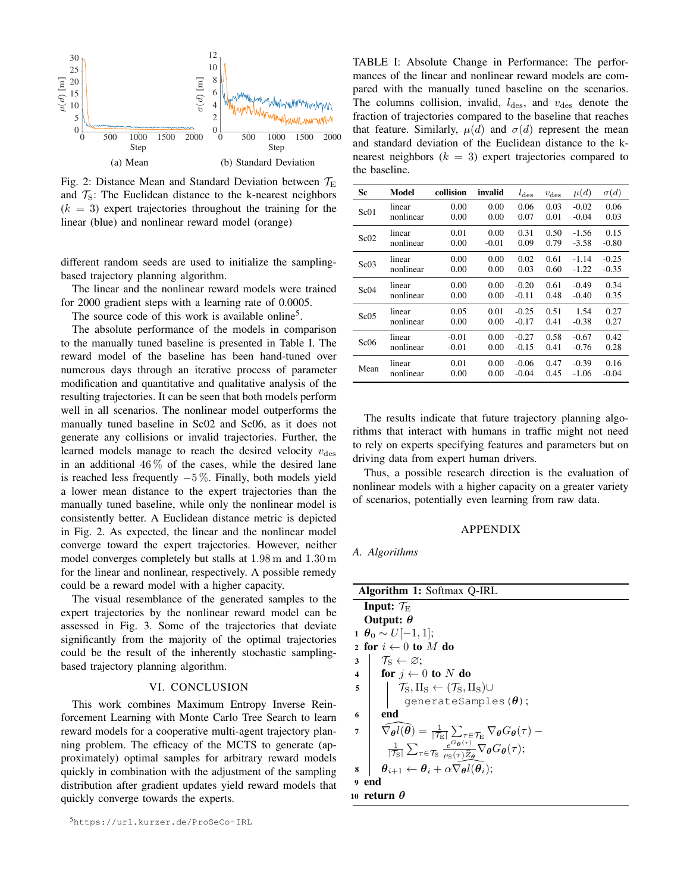(a) Mean

(b) Standard Deviation

Fig. 2: Distance Mean and Standard Deviation between $\mathcal{T}_\text{E}$ and $\mathcal{T}_\text{S}$: The Euclidean distance to the k-nearest neighbors ($k = 3$) expert trajectories throughout the training for the linear (blue) and nonlinear reward model (orange)

different random seeds are used to initialize the sampling-based trajectory planning algorithm.

The linear and the nonlinear reward models were trained for 2000 gradient steps with a learning rate of 0.0005.

The source code of this work is available online[5].

The absolute performance of the models in comparison to the manually tuned baseline is presented in Table I. The reward model of the baseline has been hand-tuned over numerous days through an iterative process of parameter modification and quantitative and qualitative analysis of the resulting trajectories. It can be seen that both models perform well in all scenarios. The nonlinear model outperforms the manually tuned baseline in Sc02 and Sc06, as it does not generate any collisions or invalid trajectories. Further, the learned models manage to reach the desired velocity $v_\text{des}$ in an additional $46\,\%$ of the cases, while the desired lane is reached less frequently $-5\,\%$. Finally, both models yield a lower mean distance to the expert trajectories than the manually tuned baseline, while only the nonlinear model is consistently better. A Euclidean distance metric is depicted in Fig. 2. As expected, the linear and the nonlinear model converge toward the expert trajectories. However, neither model converges completely but stalls at $1.98\,\text{m}$ and $1.30\,\text{m}$ for the linear and nonlinear, respectively. A possible remedy could be a reward model with a higher capacity.

The visual resemblance of the generated samples to the expert trajectories by the nonlinear reward model can be assessed in Fig. 3. Some of the trajectories that deviate significantly from the majority of the optimal trajectories could be the result of the inherently stochastic sampling-based trajectory planning algorithm.

## VI. CONCLUSION

This work combines Maximum Entropy Inverse Reinforcement Learning with Monte Carlo Tree Search to learn reward models for a cooperative multi-agent trajectory planning problem. The efficacy of the MCTS to generate (approximately) optimal samples for arbitrary reward models quickly in combination with the adjustment of the sampling distribution after gradient updates yield reward models that quickly converge towards the experts.

TABLE I: Absolute Change in Performance: The performances of the linear and nonlinear reward models are compared with the manually tuned baseline on the scenarios. The columns collision, invalid, $l_\text{des}$, and $v_\text{des}$ denote the fraction of trajectories compared to the baseline that reaches that feature. Similarly, $\mu(d)$ and $\sigma(d)$ represent the mean and standard deviation of the Euclidean distance to the k-nearest neighbors ($k = 3$) expert trajectories compared to the baseline.

| Sc | Model | collision | invalid | $l_\text{des}$ | $v_\text{des}$ | $\mu(d)$ | $\sigma(d)$ |
|---|---|---|---|---|---|---|---|
| Sc01 | linear | 0.00 | 0.00 | 0.06 | 0.03 | -0.02 | 0.06 |
| | nonlinear | 0.00 | 0.00 | 0.07 | 0.01 | -0.04 | 0.03 |
| Sc02 | linear | 0.01 | 0.00 | 0.31 | 0.50 | -1.56 | 0.15 |
| | nonlinear | 0.00 | -0.01 | 0.09 | 0.79 | -3.58 | -0.80 |
| Sc03 | linear | 0.00 | 0.00 | 0.02 | 0.61 | -1.14 | -0.25 |
| | nonlinear | 0.00 | 0.00 | 0.03 | 0.60 | -1.22 | -0.35 |
| Sc04 | linear | 0.00 | 0.00 | -0.20 | 0.61 | -0.49 | 0.34 |
| | nonlinear | 0.00 | 0.00 | -0.11 | 0.48 | -0.40 | 0.35 |
| Sc05 | linear | 0.05 | 0.01 | -0.25 | 0.51 | 1.54 | 0.27 |
| | nonlinear | 0.00 | 0.00 | -0.17 | 0.41 | -0.38 | 0.27 |
| Sc06 | linear | -0.01 | 0.00 | -0.27 | 0.58 | -0.67 | 0.42 |
| | nonlinear | -0.01 | 0.00 | -0.15 | 0.41 | -0.76 | 0.28 |
| Mean | linear | 0.01 | 0.00 | -0.06 | 0.47 | -0.39 | 0.16 |
| | nonlinear | 0.00 | 0.00 | -0.04 | 0.45 | -1.06 | -0.04 |

The results indicate that future trajectory planning algorithms that interact with humans in traffic might not need to rely on experts specifying features and parameters but on driving data from expert human drivers.

Thus, a possible research direction is the evaluation of nonlinear models with a higher capacity on a greater variety of scenarios, potentially even learning from raw data.

## APPENDIX

### A. Algorithms

**Algorithm 1:** Softmax Q-IRL

**Input:** $\mathcal{T}_\text{E}$
**Output:** $\boldsymbol{\theta}$

1. $\boldsymbol{\theta}_0 \sim U[-1, 1]$;
2. **for** $i \leftarrow 0$ **to** $M$ **do**
3. $\quad \mathcal{T}_\text{S} \leftarrow \varnothing$;
4. $\quad$ **for** $j \leftarrow 0$ **to** $N$ **do**
5. $\quad\quad \mathcal{T}_\text{S}, \Pi_\text{S} \leftarrow (\mathcal{T}_\text{S}, \Pi_\text{S}) \cup$ `generateSamples(`$\boldsymbol{\theta}$`)`;
6. $\quad$ **end**
7. $\quad \widehat{\nabla_{\boldsymbol{\theta}} l(\boldsymbol{\theta})} = \frac{1}{|\mathcal{T}_\text{E}|} \sum_{\tau \in \mathcal{T}_\text{E}} \nabla_{\boldsymbol{\theta}} G_{\boldsymbol{\theta}}(\tau) - \frac{1}{|\mathcal{T}_\text{S}|} \sum_{\tau \in \mathcal{T}_\text{S}} \frac{e^{G_{\boldsymbol{\theta}}(\tau)}}{\rho_\text{S}(\tau) \widehat{Z}_{\boldsymbol{\theta}}} \nabla_{\boldsymbol{\theta}} G_{\boldsymbol{\theta}}(\tau)$;
8. $\quad \boldsymbol{\theta}_{i+1} \leftarrow \boldsymbol{\theta}_i + \alpha \widehat{\nabla_{\boldsymbol{\theta}} l(\boldsymbol{\theta}_i)}$;
9. **end**
10. **return** $\boldsymbol{\theta}$

[5] https://url.kurzer.de/ProSeCo-IRL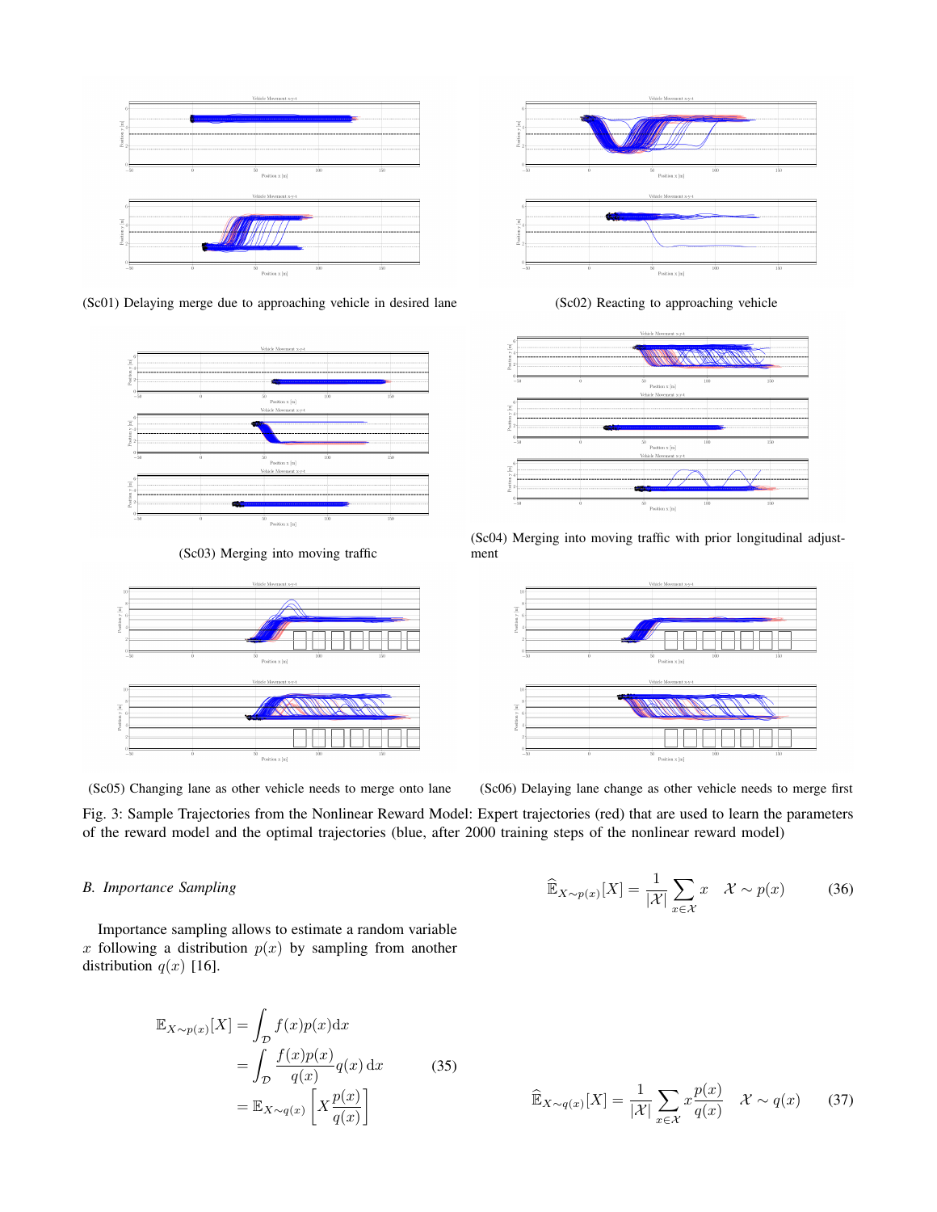(Sc01) Delaying merge due to approaching vehicle in desired lane

(Sc02) Reacting to approaching vehicle

(Sc03) Merging into moving traffic

(Sc04) Merging into moving traffic with prior longitudinal adjustment

(Sc05) Changing lane as other vehicle needs to merge onto lane

(Sc06) Delaying lane change as other vehicle needs to merge first

Fig. 3: Sample Trajectories from the Nonlinear Reward Model: Expert trajectories (red) that are used to learn the parameters of the reward model and the optimal trajectories (blue, after 2000 training steps of the nonlinear reward model)

### B. Importance Sampling

Importance sampling allows to estimate a random variable $x$ following a distribution $p(x)$ by sampling from another distribution $q(x)$ [16].

$$\begin{aligned}
\mathbb{E}_{X \sim p(x)}[X] &= \int_{\mathcal{D}} f(x)p(x)\mathrm{d}x \\
&= \int_{\mathcal{D}} \frac{f(x)p(x)}{q(x)} q(x)\,\mathrm{d}x \\
&= \mathbb{E}_{X \sim q(x)}\left[X \frac{p(x)}{q(x)}\right]
\end{aligned} \tag{35}$$

$$\widehat{\mathbb{E}}_{X \sim p(x)}[X] = \frac{1}{|\mathcal{X}|} \sum_{x \in \mathcal{X}} x \quad \mathcal{X} \sim p(x) \tag{36}$$

$$\widehat{\mathbb{E}}_{X \sim q(x)}[X] = \frac{1}{|\mathcal{X}|} \sum_{x \in \mathcal{X}} x \frac{p(x)}{q(x)} \quad \mathcal{X} \sim q(x) \tag{37}$$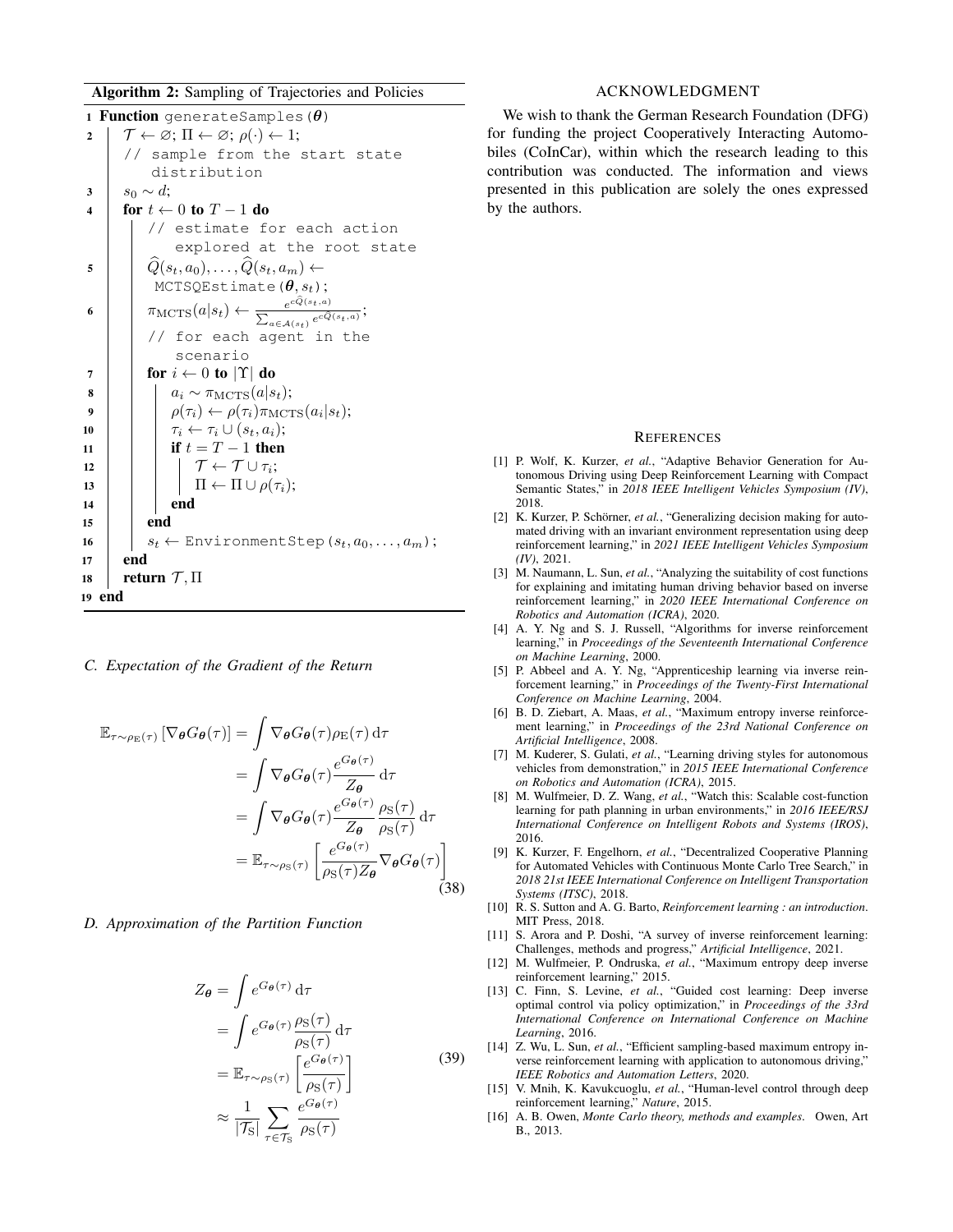**Algorithm 2:** Sampling of Trajectories and Policies

```
1  Function generateSamples(θ)
2      𝒯 ← ∅; Π ← ∅; ρ(·) ← 1;
       // sample from the start state distribution
3      s_0 ~ d;
4      for t ← 0 to T − 1 do
           // estimate for each action explored at the root state
5          Q̂(s_t, a_0), ..., Q̂(s_t, a_m) ← MCTSQEstimate(θ, s_t);
6          π_MCTS(a|s_t) ← e^{c Q̂(s_t,a)} / Σ_{a∈𝒜(s_t)} e^{c Q̂(s_t,a)};
           // for each agent in the scenario
7          for i ← 0 to |Υ| do
8              a_i ~ π_MCTS(a|s_t);
9              ρ(τ_i) ← ρ(τ_i) π_MCTS(a_i|s_t);
10             τ_i ← τ_i ∪ (s_t, a_i);
11             if t = T − 1 then
12                 𝒯 ← 𝒯 ∪ τ_i;
13                 Π ← Π ∪ ρ(τ_i);
14             end
15         end
16         s_t ← EnvironmentStep(s_t, a_0, ..., a_m);
17     end
18     return 𝒯, Π
19 end
```

### C. Expectation of the Gradient of the Return

$$
\begin{aligned}
\mathbb{E}_{\tau\sim\rho_{\mathrm{E}}(\tau)}\left[\nabla_{\boldsymbol{\theta}} G_{\boldsymbol{\theta}}(\tau)\right] &= \int \nabla_{\boldsymbol{\theta}} G_{\boldsymbol{\theta}}(\tau)\rho_{\mathrm{E}}(\tau)\,\mathrm{d}\tau \\
&= \int \nabla_{\boldsymbol{\theta}} G_{\boldsymbol{\theta}}(\tau)\frac{e^{G_{\boldsymbol{\theta}}(\tau)}}{Z_{\boldsymbol{\theta}}}\,\mathrm{d}\tau \\
&= \int \nabla_{\boldsymbol{\theta}} G_{\boldsymbol{\theta}}(\tau)\frac{e^{G_{\boldsymbol{\theta}}(\tau)}}{Z_{\boldsymbol{\theta}}}\frac{\rho_{\mathrm{S}}(\tau)}{\rho_{\mathrm{S}}(\tau)}\,\mathrm{d}\tau \\
&= \mathbb{E}_{\tau\sim\rho_{\mathrm{S}}(\tau)}\left[\frac{e^{G_{\boldsymbol{\theta}}(\tau)}}{\rho_{\mathrm{S}}(\tau)Z_{\boldsymbol{\theta}}}\nabla_{\boldsymbol{\theta}} G_{\boldsymbol{\theta}}(\tau)\right]
\end{aligned} \tag{38}
$$

### D. Approximation of the Partition Function

$$
\begin{aligned}
Z_{\boldsymbol{\theta}} &= \int e^{G_{\boldsymbol{\theta}}(\tau)}\,\mathrm{d}\tau \\
&= \int e^{G_{\boldsymbol{\theta}}(\tau)}\frac{\rho_{\mathrm{S}}(\tau)}{\rho_{\mathrm{S}}(\tau)}\,\mathrm{d}\tau \\
&= \mathbb{E}_{\tau\sim\rho_{\mathrm{S}}(\tau)}\left[\frac{e^{G_{\boldsymbol{\theta}}(\tau)}}{\rho_{\mathrm{S}}(\tau)}\right] \\
&\approx \frac{1}{|\mathcal{T}_{\mathrm{S}}|}\sum_{\tau\in\mathcal{T}_{\mathrm{S}}}\frac{e^{G_{\boldsymbol{\theta}}(\tau)}}{\rho_{\mathrm{S}}(\tau)}
\end{aligned} \tag{39}
$$

## ACKNOWLEDGMENT

We wish to thank the German Research Foundation (DFG) for funding the project Cooperatively Interacting Automobiles (CoInCar), within which the research leading to this contribution was conducted. The information and views presented in this publication are solely the ones expressed by the authors.

## REFERENCES

[1] P. Wolf, K. Kurzer, *et al.*, "Adaptive Behavior Generation for Autonomous Driving using Deep Reinforcement Learning with Compact Semantic States," in *2018 IEEE Intelligent Vehicles Symposium (IV)*, 2018.

[2] K. Kurzer, P. Schörner, *et al.*, "Generalizing decision making for automated driving with an invariant environment representation using deep reinforcement learning," in *2021 IEEE Intelligent Vehicles Symposium (IV)*, 2021.

[3] M. Naumann, L. Sun, *et al.*, "Analyzing the suitability of cost functions for explaining and imitating human driving behavior based on inverse reinforcement learning," in *2020 IEEE International Conference on Robotics and Automation (ICRA)*, 2020.

[4] A. Y. Ng and S. J. Russell, "Algorithms for inverse reinforcement learning," in *Proceedings of the Seventeenth International Conference on Machine Learning*, 2000.

[5] P. Abbeel and A. Y. Ng, "Apprenticeship learning via inverse reinforcement learning," in *Proceedings of the Twenty-First International Conference on Machine Learning*, 2004.

[6] B. D. Ziebart, A. Maas, *et al.*, "Maximum entropy inverse reinforcement learning," in *Proceedings of the 23rd National Conference on Artificial Intelligence*, 2008.

[7] M. Kuderer, S. Gulati, *et al.*, "Learning driving styles for autonomous vehicles from demonstration," in *2015 IEEE International Conference on Robotics and Automation (ICRA)*, 2015.

[8] M. Wulfmeier, D. Z. Wang, *et al.*, "Watch this: Scalable cost-function learning for path planning in urban environments," in *2016 IEEE/RSJ International Conference on Intelligent Robots and Systems (IROS)*, 2016.

[9] K. Kurzer, F. Engelhorn, *et al.*, "Decentralized Cooperative Planning for Automated Vehicles with Continuous Monte Carlo Tree Search," in *2018 21st IEEE International Conference on Intelligent Transportation Systems (ITSC)*, 2018.

[10] R. S. Sutton and A. G. Barto, *Reinforcement learning : an introduction*. MIT Press, 2018.

[11] S. Arora and P. Doshi, "A survey of inverse reinforcement learning: Challenges, methods and progress," *Artificial Intelligence*, 2021.

[12] M. Wulfmeier, P. Ondruska, *et al.*, "Maximum entropy deep inverse reinforcement learning," 2015.

[13] C. Finn, S. Levine, *et al.*, "Guided cost learning: Deep inverse optimal control via policy optimization," in *Proceedings of the 33rd International Conference on International Conference on Machine Learning*, 2016.

[14] Z. Wu, L. Sun, *et al.*, "Efficient sampling-based maximum entropy inverse reinforcement learning with application to autonomous driving," *IEEE Robotics and Automation Letters*, 2020.

[15] V. Mnih, K. Kavukcuoglu, *et al.*, "Human-level control through deep reinforcement learning," *Nature*, 2015.

[16] A. B. Owen, *Monte Carlo theory, methods and examples*. Owen, Art B., 2013.